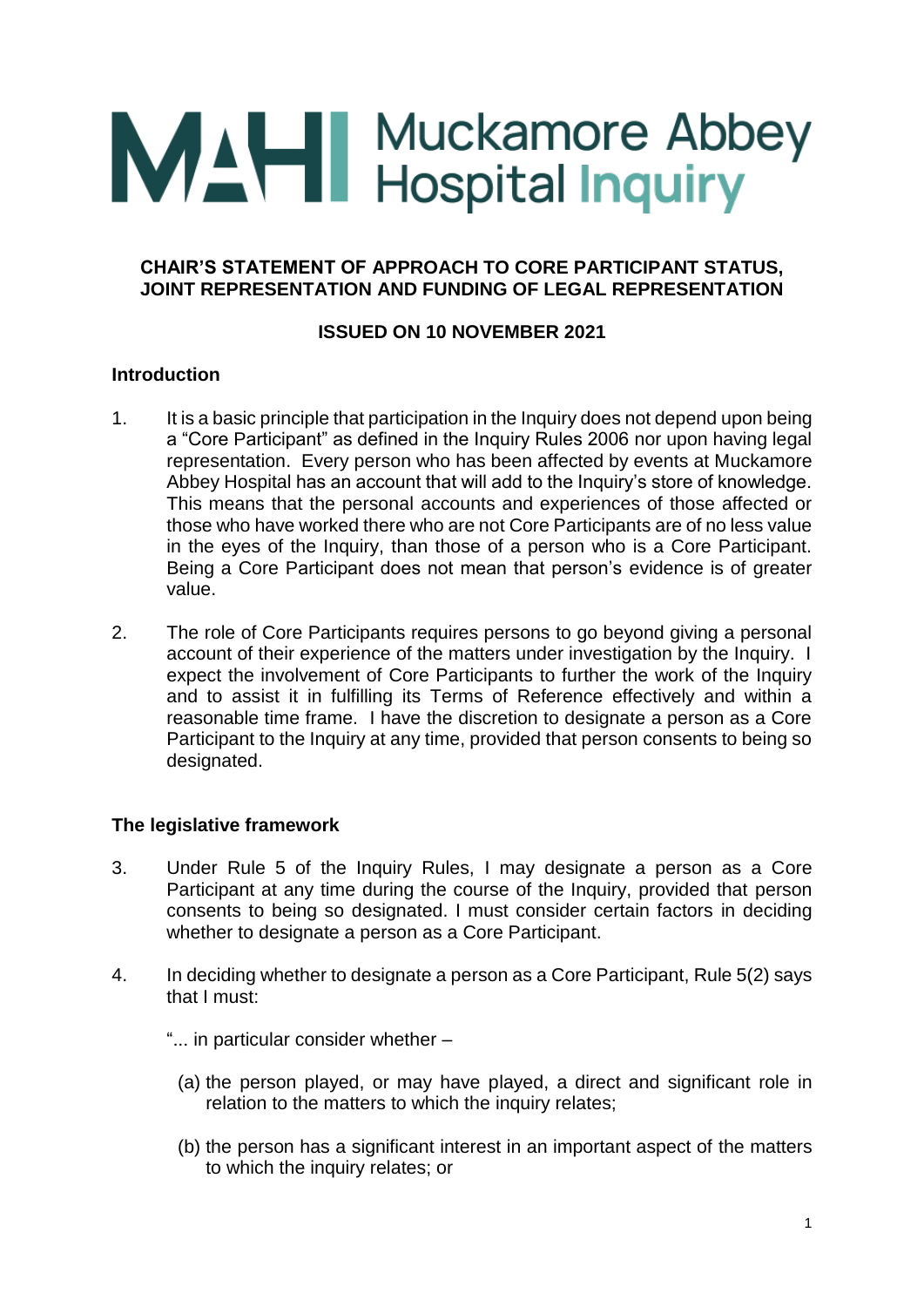# Muckamore Abbey Hospital Inquiry

**CHAIR'S STATEMENT OF APPROACH TO CORE PARTICIPANT STATUS, JOINT REPRESENTATION AND FUNDING OF LEGAL REPRESENTATION**

**ISSUED ON 10 NOVEMBER 2021**

## Introduction

1. It is a basic principle that participation in the Inquiry does not depend upon being a "Core Participant" as defined in the Inquiry Rules 2006 nor upon having legal representation. Every person who has been affected by events at Muckamore Abbey Hospital has an account that will add to the Inquiry's store of knowledge. This means that the personal accounts and experiences of those affected or those who have worked there who are not Core Participants are of no less value in the eyes of the Inquiry, than those of a person who is a Core Participant. Being a Core Participant does not mean that person's evidence is of greater value.

2. The role of Core Participants requires persons to go beyond giving a personal account of their experience of the matters under investigation by the Inquiry. I expect the involvement of Core Participants to further the work of the Inquiry and to assist it in fulfilling its Terms of Reference effectively and within a reasonable time frame. I have the discretion to designate a person as a Core Participant to the Inquiry at any time, provided that person consents to being so designated.

## The legislative framework

3. Under Rule 5 of the Inquiry Rules, I may designate a person as a Core Participant at any time during the course of the Inquiry, provided that person consents to being so designated. I must consider certain factors in deciding whether to designate a person as a Core Participant.

4. In deciding whether to designate a person as a Core Participant, Rule 5(2) says that I must:

   "... in particular consider whether –

   (a) the person played, or may have played, a direct and significant role in relation to the matters to which the inquiry relates;

   (b) the person has a significant interest in an important aspect of the matters to which the inquiry relates; or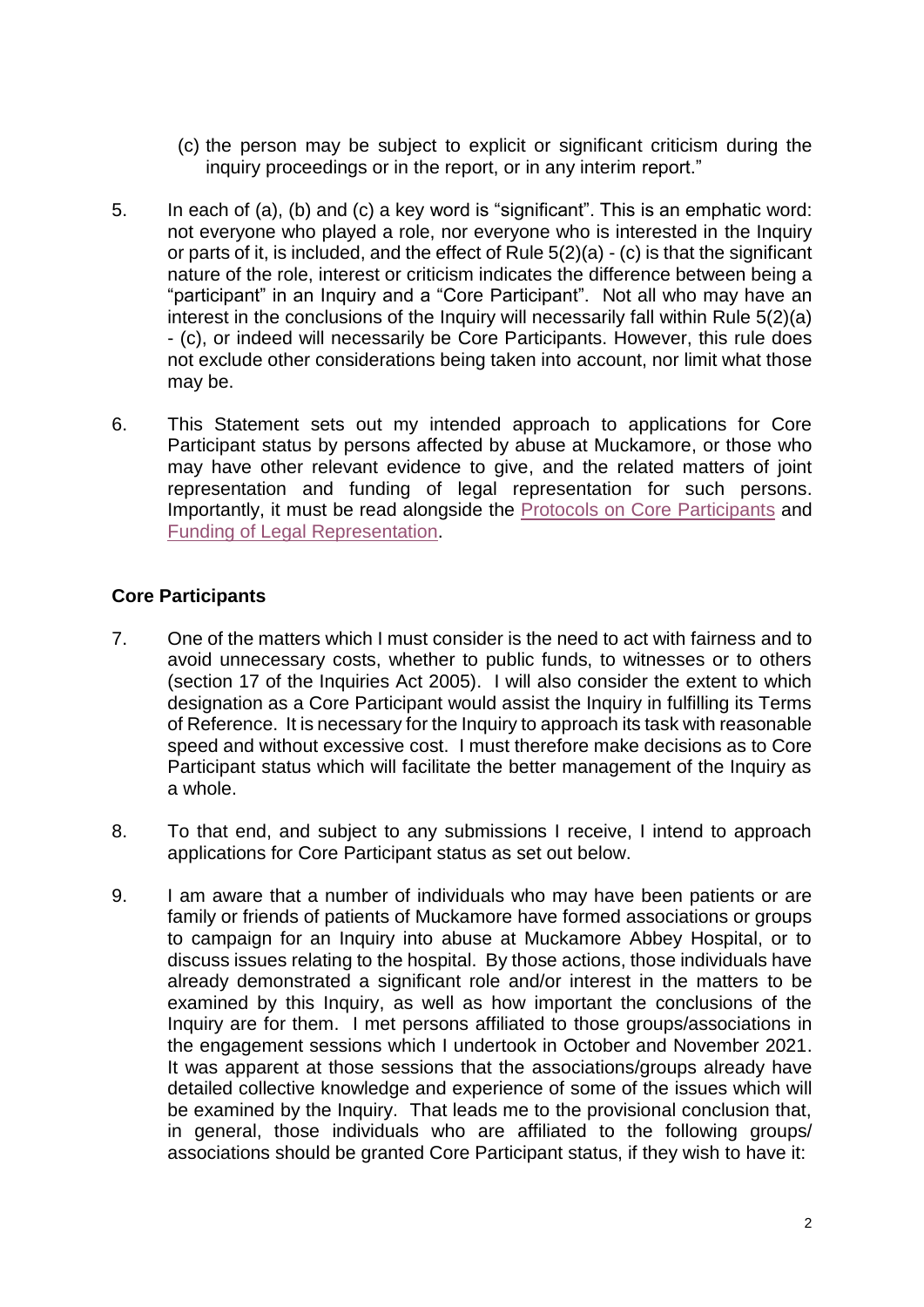(c) the person may be subject to explicit or significant criticism during the inquiry proceedings or in the report, or in any interim report."

5. In each of (a), (b) and (c) a key word is "significant". This is an emphatic word: not everyone who played a role, nor everyone who is interested in the Inquiry or parts of it, is included, and the effect of Rule 5(2)(a) - (c) is that the significant nature of the role, interest or criticism indicates the difference between being a "participant" in an Inquiry and a "Core Participant". Not all who may have an interest in the conclusions of the Inquiry will necessarily fall within Rule 5(2)(a) - (c), or indeed will necessarily be Core Participants. However, this rule does not exclude other considerations being taken into account, nor limit what those may be.

6. This Statement sets out my intended approach to applications for Core Participant status by persons affected by abuse at Muckamore, or those who may have other relevant evidence to give, and the related matters of joint representation and funding of legal representation for such persons. Importantly, it must be read alongside the Protocols on Core Participants and Funding of Legal Representation.

## Core Participants

7. One of the matters which I must consider is the need to act with fairness and to avoid unnecessary costs, whether to public funds, to witnesses or to others (section 17 of the Inquiries Act 2005). I will also consider the extent to which designation as a Core Participant would assist the Inquiry in fulfilling its Terms of Reference. It is necessary for the Inquiry to approach its task with reasonable speed and without excessive cost. I must therefore make decisions as to Core Participant status which will facilitate the better management of the Inquiry as a whole.

8. To that end, and subject to any submissions I receive, I intend to approach applications for Core Participant status as set out below.

9. I am aware that a number of individuals who may have been patients or are family or friends of patients of Muckamore have formed associations or groups to campaign for an Inquiry into abuse at Muckamore Abbey Hospital, or to discuss issues relating to the hospital. By those actions, those individuals have already demonstrated a significant role and/or interest in the matters to be examined by this Inquiry, as well as how important the conclusions of the Inquiry are for them. I met persons affiliated to those groups/associations in the engagement sessions which I undertook in October and November 2021. It was apparent at those sessions that the associations/groups already have detailed collective knowledge and experience of some of the issues which will be examined by the Inquiry. That leads me to the provisional conclusion that, in general, those individuals who are affiliated to the following groups/ associations should be granted Core Participant status, if they wish to have it: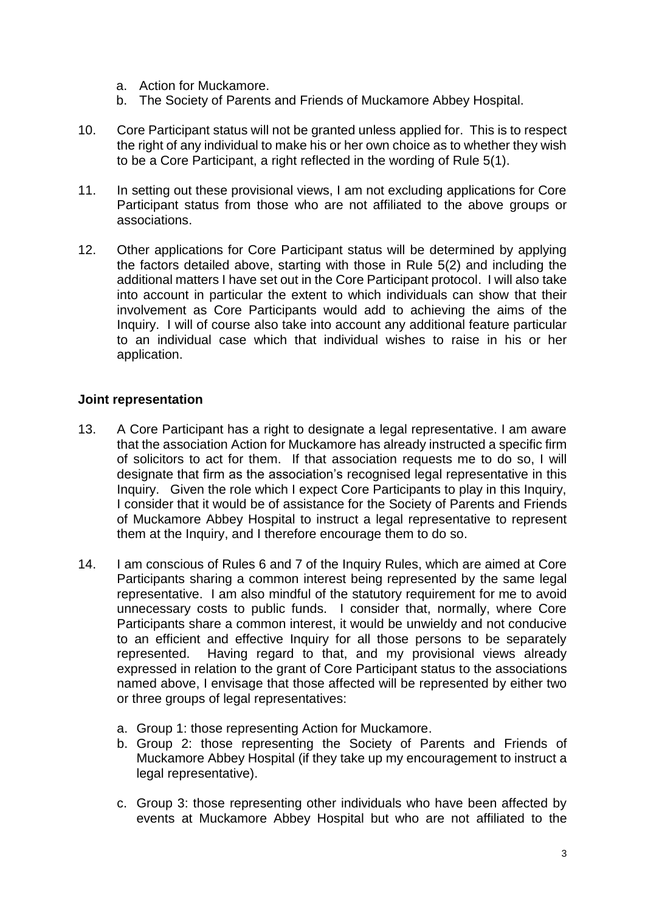a. Action for Muckamore.
b. The Society of Parents and Friends of Muckamore Abbey Hospital.

10. Core Participant status will not be granted unless applied for. This is to respect the right of any individual to make his or her own choice as to whether they wish to be a Core Participant, a right reflected in the wording of Rule 5(1).

11. In setting out these provisional views, I am not excluding applications for Core Participant status from those who are not affiliated to the above groups or associations.

12. Other applications for Core Participant status will be determined by applying the factors detailed above, starting with those in Rule 5(2) and including the additional matters I have set out in the Core Participant protocol. I will also take into account in particular the extent to which individuals can show that their involvement as Core Participants would add to achieving the aims of the Inquiry. I will of course also take into account any additional feature particular to an individual case which that individual wishes to raise in his or her application.

## Joint representation

13. A Core Participant has a right to designate a legal representative. I am aware that the association Action for Muckamore has already instructed a specific firm of solicitors to act for them. If that association requests me to do so, I will designate that firm as the association's recognised legal representative in this Inquiry. Given the role which I expect Core Participants to play in this Inquiry, I consider that it would be of assistance for the Society of Parents and Friends of Muckamore Abbey Hospital to instruct a legal representative to represent them at the Inquiry, and I therefore encourage them to do so.

14. I am conscious of Rules 6 and 7 of the Inquiry Rules, which are aimed at Core Participants sharing a common interest being represented by the same legal representative. I am also mindful of the statutory requirement for me to avoid unnecessary costs to public funds. I consider that, normally, where Core Participants share a common interest, it would be unwieldy and not conducive to an efficient and effective Inquiry for all those persons to be separately represented. Having regard to that, and my provisional views already expressed in relation to the grant of Core Participant status to the associations named above, I envisage that those affected will be represented by either two or three groups of legal representatives:

    a. Group 1: those representing Action for Muckamore.
    b. Group 2: those representing the Society of Parents and Friends of Muckamore Abbey Hospital (if they take up my encouragement to instruct a legal representative).
    c. Group 3: those representing other individuals who have been affected by events at Muckamore Abbey Hospital but who are not affiliated to the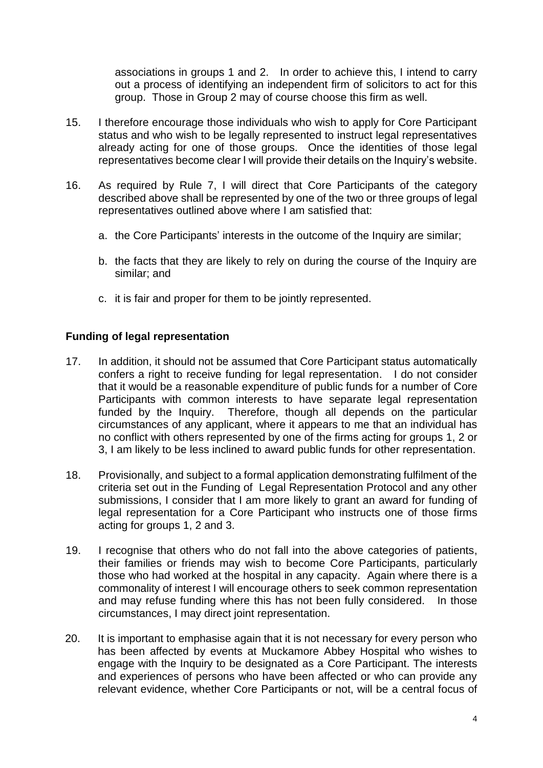associations in groups 1 and 2. In order to achieve this, I intend to carry out a process of identifying an independent firm of solicitors to act for this group. Those in Group 2 may of course choose this firm as well.

15. I therefore encourage those individuals who wish to apply for Core Participant status and who wish to be legally represented to instruct legal representatives already acting for one of those groups. Once the identities of those legal representatives become clear I will provide their details on the Inquiry's website.

16. As required by Rule 7, I will direct that Core Participants of the category described above shall be represented by one of the two or three groups of legal representatives outlined above where I am satisfied that:

    a. the Core Participants' interests in the outcome of the Inquiry are similar;

    b. the facts that they are likely to rely on during the course of the Inquiry are similar; and

    c. it is fair and proper for them to be jointly represented.

**Funding of legal representation**

17. In addition, it should not be assumed that Core Participant status automatically confers a right to receive funding for legal representation. I do not consider that it would be a reasonable expenditure of public funds for a number of Core Participants with common interests to have separate legal representation funded by the Inquiry. Therefore, though all depends on the particular circumstances of any applicant, where it appears to me that an individual has no conflict with others represented by one of the firms acting for groups 1, 2 or 3, I am likely to be less inclined to award public funds for other representation.

18. Provisionally, and subject to a formal application demonstrating fulfilment of the criteria set out in the Funding of Legal Representation Protocol and any other submissions, I consider that I am more likely to grant an award for funding of legal representation for a Core Participant who instructs one of those firms acting for groups 1, 2 and 3.

19. I recognise that others who do not fall into the above categories of patients, their families or friends may wish to become Core Participants, particularly those who had worked at the hospital in any capacity. Again where there is a commonality of interest I will encourage others to seek common representation and may refuse funding where this has not been fully considered. In those circumstances, I may direct joint representation.

20. It is important to emphasise again that it is not necessary for every person who has been affected by events at Muckamore Abbey Hospital who wishes to engage with the Inquiry to be designated as a Core Participant. The interests and experiences of persons who have been affected or who can provide any relevant evidence, whether Core Participants or not, will be a central focus of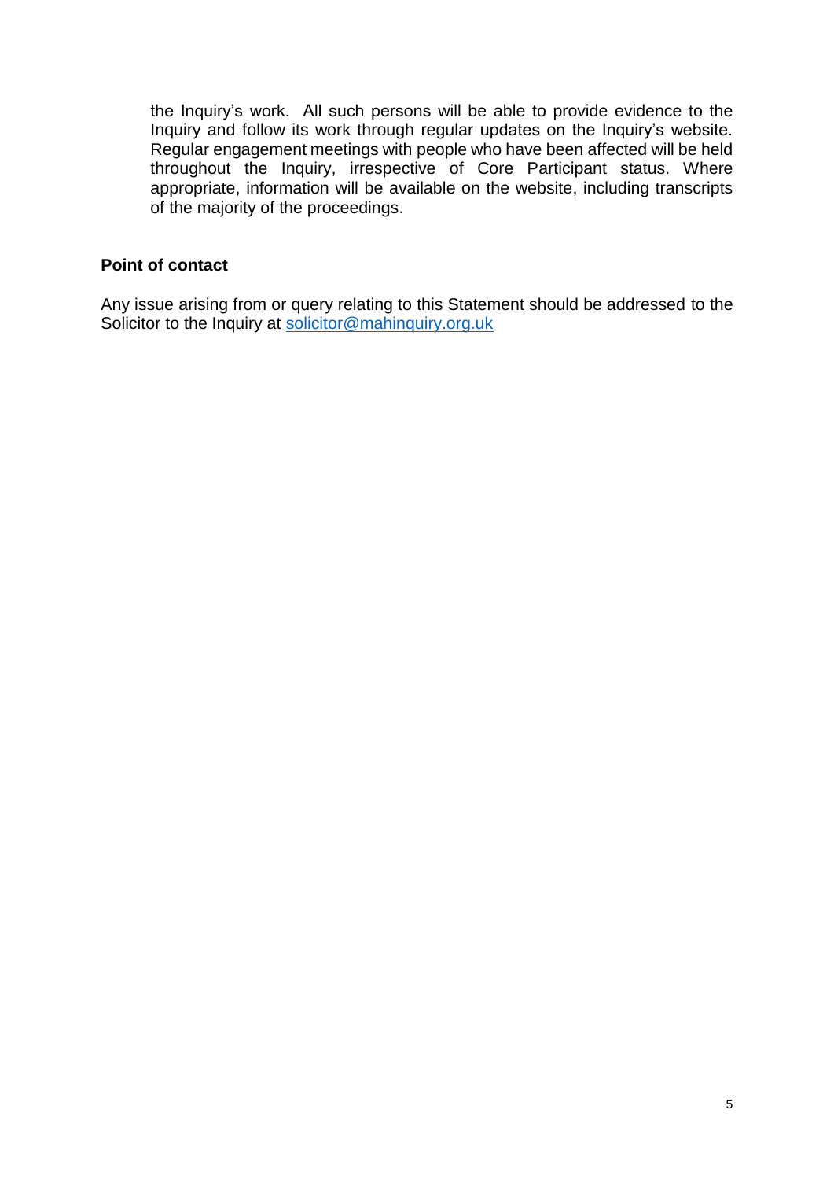the Inquiry's work. All such persons will be able to provide evidence to the Inquiry and follow its work through regular updates on the Inquiry's website. Regular engagement meetings with people who have been affected will be held throughout the Inquiry, irrespective of Core Participant status. Where appropriate, information will be available on the website, including transcripts of the majority of the proceedings.

**Point of contact**

Any issue arising from or query relating to this Statement should be addressed to the Solicitor to the Inquiry at solicitor@mahinquiry.org.uk